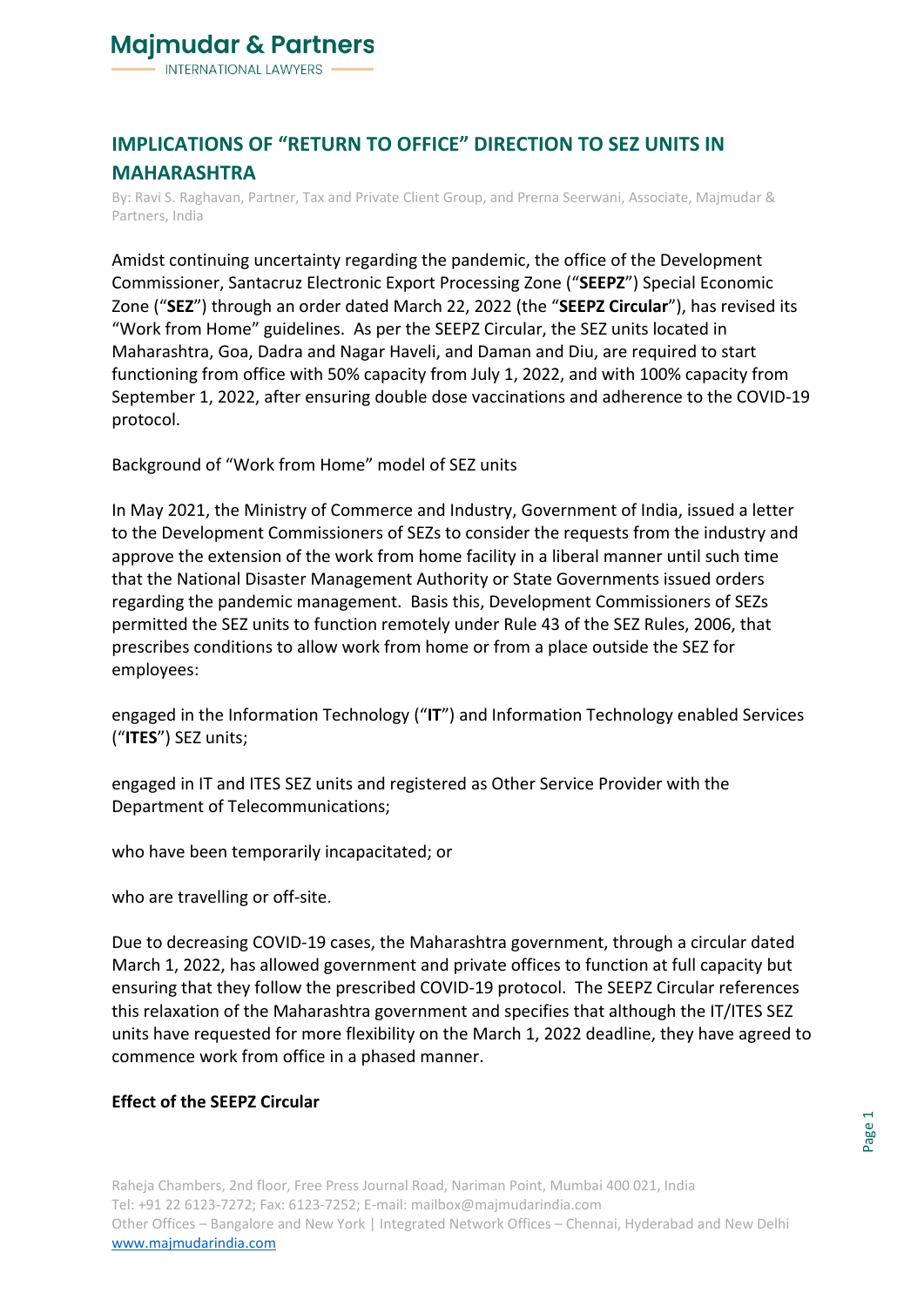# IMPLICATIONS OF "RETURN TO OFFICE" DIRECTION TO SEZ UNITS IN MAHARASHTRA

By: Ravi S. Raghavan, Partner, Tax and Private Client Group, and Prerna Seerwani, Associate, Majmudar & Partners, India

Amidst continuing uncertainty regarding the pandemic, the office of the Development Commissioner, Santacruz Electronic Export Processing Zone ("**SEEPZ**") Special Economic Zone ("**SEZ**") through an order dated March 22, 2022 (the "**SEEPZ Circular**"), has revised its "Work from Home" guidelines. As per the SEEPZ Circular, the SEZ units located in Maharashtra, Goa, Dadra and Nagar Haveli, and Daman and Diu, are required to start functioning from office with 50% capacity from July 1, 2022, and with 100% capacity from September 1, 2022, after ensuring double dose vaccinations and adherence to the COVID-19 protocol.

Background of "Work from Home" model of SEZ units

In May 2021, the Ministry of Commerce and Industry, Government of India, issued a letter to the Development Commissioners of SEZs to consider the requests from the industry and approve the extension of the work from home facility in a liberal manner until such time that the National Disaster Management Authority or State Governments issued orders regarding the pandemic management. Basis this, Development Commissioners of SEZs permitted the SEZ units to function remotely under Rule 43 of the SEZ Rules, 2006, that prescribes conditions to allow work from home or from a place outside the SEZ for employees:

engaged in the Information Technology ("**IT**") and Information Technology enabled Services ("**ITES**") SEZ units;

engaged in IT and ITES SEZ units and registered as Other Service Provider with the Department of Telecommunications;

who have been temporarily incapacitated; or

who are travelling or off-site.

Due to decreasing COVID-19 cases, the Maharashtra government, through a circular dated March 1, 2022, has allowed government and private offices to function at full capacity but ensuring that they follow the prescribed COVID-19 protocol. The SEEPZ Circular references this relaxation of the Maharashtra government and specifies that although the IT/ITES SEZ units have requested for more flexibility on the March 1, 2022 deadline, they have agreed to commence work from office in a phased manner.

**Effect of the SEEPZ Circular**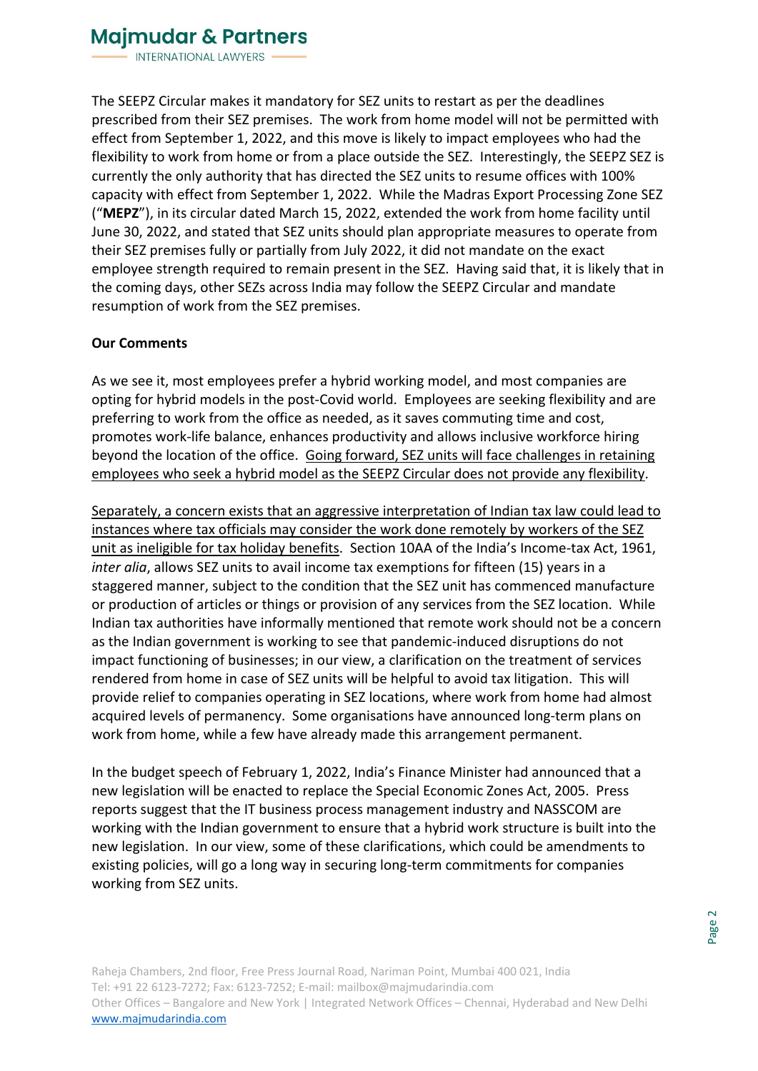The SEEPZ Circular makes it mandatory for SEZ units to restart as per the deadlines prescribed from their SEZ premises. The work from home model will not be permitted with effect from September 1, 2022, and this move is likely to impact employees who had the flexibility to work from home or from a place outside the SEZ. Interestingly, the SEEPZ SEZ is currently the only authority that has directed the SEZ units to resume offices with 100% capacity with effect from September 1, 2022. While the Madras Export Processing Zone SEZ ("**MEPZ**"), in its circular dated March 15, 2022, extended the work from home facility until June 30, 2022, and stated that SEZ units should plan appropriate measures to operate from their SEZ premises fully or partially from July 2022, it did not mandate on the exact employee strength required to remain present in the SEZ. Having said that, it is likely that in the coming days, other SEZs across India may follow the SEEPZ Circular and mandate resumption of work from the SEZ premises.

**Our Comments**

As we see it, most employees prefer a hybrid working model, and most companies are opting for hybrid models in the post-Covid world. Employees are seeking flexibility and are preferring to work from the office as needed, as it saves commuting time and cost, promotes work-life balance, enhances productivity and allows inclusive workforce hiring beyond the location of the office. <u>Going forward, SEZ units will face challenges in retaining employees who seek a hybrid model as the SEEPZ Circular does not provide any flexibility</u>.

<u>Separately, a concern exists that an aggressive interpretation of Indian tax law could lead to instances where tax officials may consider the work done remotely by workers of the SEZ unit as ineligible for tax holiday benefits</u>. Section 10AA of the India's Income-tax Act, 1961, *inter alia*, allows SEZ units to avail income tax exemptions for fifteen (15) years in a staggered manner, subject to the condition that the SEZ unit has commenced manufacture or production of articles or things or provision of any services from the SEZ location. While Indian tax authorities have informally mentioned that remote work should not be a concern as the Indian government is working to see that pandemic-induced disruptions do not impact functioning of businesses; in our view, a clarification on the treatment of services rendered from home in case of SEZ units will be helpful to avoid tax litigation. This will provide relief to companies operating in SEZ locations, where work from home had almost acquired levels of permanency. Some organisations have announced long-term plans on work from home, while a few have already made this arrangement permanent.

In the budget speech of February 1, 2022, India's Finance Minister had announced that a new legislation will be enacted to replace the Special Economic Zones Act, 2005. Press reports suggest that the IT business process management industry and NASSCOM are working with the Indian government to ensure that a hybrid work structure is built into the new legislation. In our view, some of these clarifications, which could be amendments to existing policies, will go a long way in securing long-term commitments for companies working from SEZ units.